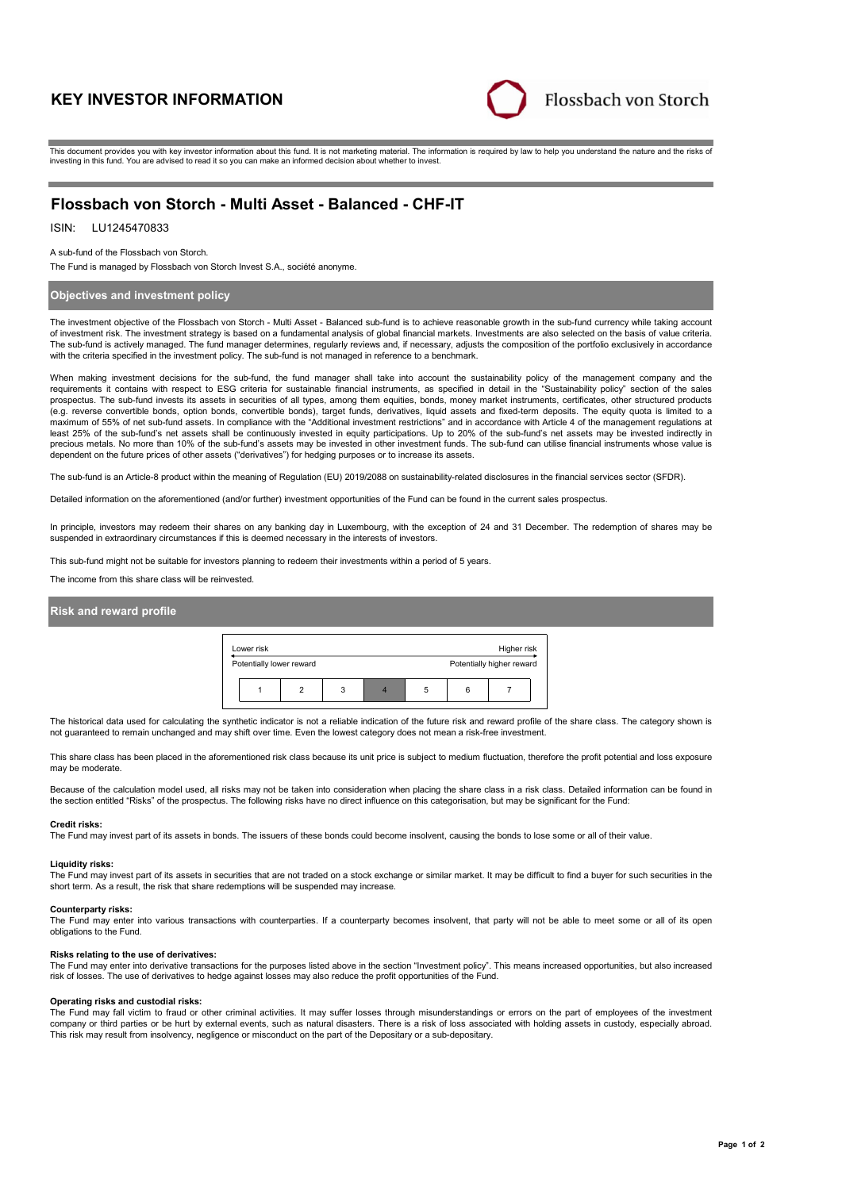# KEY INVESTOR INFORMATION

Flossbach von Storch

This document provides you with key investor information about this fund. It is not marketing material. The information is required by law to help you understand the nature and the risks of investing in this fund. You are advised to read it so you can make an informed decision about whether to invest.

## Flossbach von Storch - Multi Asset - Balanced - CHF-IT

ISIN: LU1245470833

A sub-fund of the Flossbach von Storch.

The Fund is managed by Flossbach von Storch Invest S.A., société anonyme.

### Objectives and investment policy

The investment objective of the Flossbach von Storch - Multi Asset - Balanced sub-fund is to achieve reasonable growth in the sub-fund currency while taking account of investment risk. The investment strategy is based on a fundamental analysis of global financial markets. Investments are also selected on the basis of value criteria. The sub-fund is actively managed. The fund manager determines, regularly reviews and, if necessary, adjusts the composition of the portfolio exclusively in accordance with the criteria specified in the investment policy. The sub-fund is not managed in reference to a benchmark.

When making investment decisions for the sub-fund, the fund manager shall take into account the sustainability policy of the management company and the requirements it contains with respect to ESG criteria for sustainable financial instruments, as specified in detail in the "Sustainability policy" section of the sales prospectus. The sub-fund invests its assets in securities of all types, among them equities, bonds, money market instruments, certificates, other structured products (e.g. reverse convertible bonds, option bonds, convertible bonds), target funds, derivatives, liquid assets and fixed-term deposits. The equity quota is limited to a maximum of 55% of net sub-fund assets. In compliance with the "Additional investment restrictions" and in accordance with Article 4 of the management regulations at least 25% of the sub-fund's net assets shall be continuously invested in equity participations. Up to 20% of the sub-fund's net assets may be invested indirectly in precious metals. No more than 10% of the sub-fund's assets may be invested in other investment funds. The sub-fund can utilise financial instruments whose value is dependent on the future prices of other assets ("derivatives") for hedging purposes or to increase its assets.

The sub-fund is an Article-8 product within the meaning of Regulation (EU) 2019/2088 on sustainability-related disclosures in the financial services sector (SFDR).

Detailed information on the aforementioned (and/or further) investment opportunities of the Fund can be found in the current sales prospectus.

In principle, investors may redeem their shares on any banking day in Luxembourg, with the exception of 24 and 31 December. The redemption of shares may be suspended in extraordinary circumstances if this is deemed necessary in the interests of investors.

This sub-fund might not be suitable for investors planning to redeem their investments within a period of 5 years.

The income from this share class will be reinvested.

### Risk and reward profile

| Lower risk | | | | | | Higher risk |
|---|---|---|---|---|---|---|
| Potentially lower reward | | | | | | Potentially higher reward |
| 1 | 2 | 3 | **4** | 5 | 6 | 7 |

The historical data used for calculating the synthetic indicator is not a reliable indication of the future risk and reward profile of the share class. The category shown is not guaranteed to remain unchanged and may shift over time. Even the lowest category does not mean a risk-free investment.

This share class has been placed in the aforementioned risk class because its unit price is subject to medium fluctuation, therefore the profit potential and loss exposure may be moderate.

Because of the calculation model used, all risks may not be taken into consideration when placing the share class in a risk class. Detailed information can be found in the section entitled "Risks" of the prospectus. The following risks have no direct influence on this categorisation, but may be significant for the Fund:

**Credit risks:**
The Fund may invest part of its assets in bonds. The issuers of these bonds could become insolvent, causing the bonds to lose some or all of their value.

**Liquidity risks:**
The Fund may invest part of its assets in securities that are not traded on a stock exchange or similar market. It may be difficult to find a buyer for such securities in the short term. As a result, the risk that share redemptions will be suspended may increase.

**Counterparty risks:**
The Fund may enter into various transactions with counterparties. If a counterparty becomes insolvent, that party will not be able to meet some or all of its open obligations to the Fund.

**Risks relating to the use of derivatives:**
The Fund may enter into derivative transactions for the purposes listed above in the section "Investment policy". This means increased opportunities, but also increased risk of losses. The use of derivatives to hedge against losses may also reduce the profit opportunities of the Fund.

**Operating risks and custodial risks:**
The Fund may fall victim to fraud or other criminal activities. It may suffer losses through misunderstandings or errors on the part of employees of the investment company or third parties or be hurt by external events, such as natural disasters. There is a risk of loss associated with holding assets in custody, especially abroad. This risk may result from insolvency, negligence or misconduct on the part of the Depositary or a sub-depositary.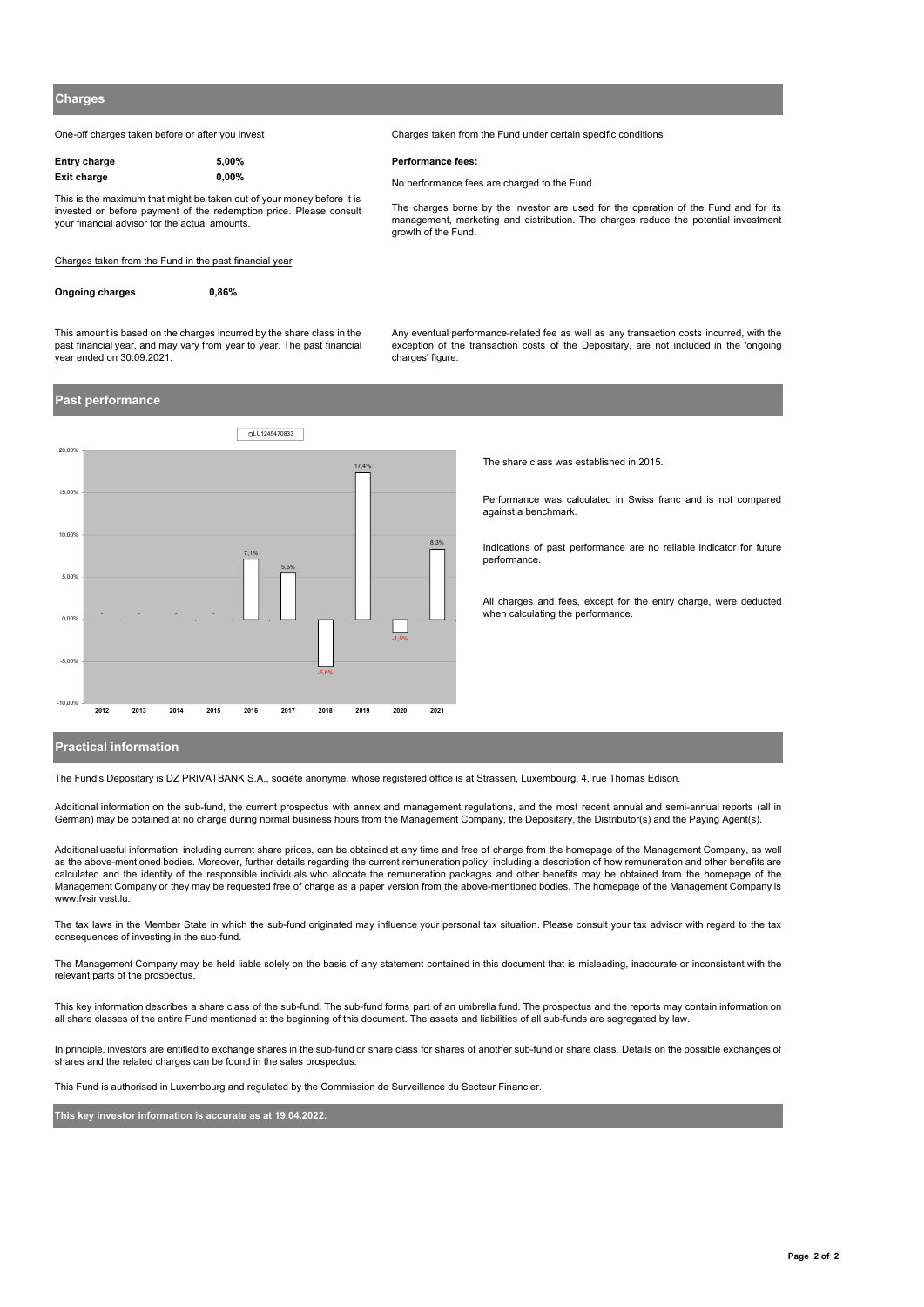## Charges

One-off charges taken before or after you invest

| | |
|---|---|
| **Entry charge** | **5,00%** |
| **Exit charge** | **0,00%** |

This is the maximum that might be taken out of your money before it is invested or before payment of the redemption price. Please consult your financial advisor for the actual amounts.

Charges taken from the Fund in the past financial year

**Ongoing charges** **0,86%**

This amount is based on the charges incurred by the share class in the past financial year, and may vary from year to year. The past financial year ended on 30.09.2021.

Charges taken from the Fund under certain specific conditions

**Performance fees:**

No performance fees are charged to the Fund.

The charges borne by the investor are used for the operation of the Fund and for its management, marketing and distribution. The charges reduce the potential investment growth of the Fund.

Any eventual performance-related fee as well as any transaction costs incurred, with the exception of the transaction costs of the Depositary, are not included in the 'ongoing charges' figure.

## Past performance

LU1245470833

20,00%
15,00%
10,00%
5,00%
0,00%
-5,00%
-10,00%

2012 2013 2014 2015 2016 2017 2018 2019 2020 2021

7,1% 5,5% -5,6% 17,4% -1,5% 8,3%

The share class was established in 2015.

Performance was calculated in Swiss franc and is not compared against a benchmark.

Indications of past performance are no reliable indicator for future performance.

All charges and fees, except for the entry charge, were deducted when calculating the performance.

## Practical information

The Fund's Depositary is DZ PRIVATBANK S.A., société anonyme, whose registered office is at Strassen, Luxembourg, 4, rue Thomas Edison.

Additional information on the sub-fund, the current prospectus with annex and management regulations, and the most recent annual and semi-annual reports (all in German) may be obtained at no charge during normal business hours from the Management Company, the Depositary, the Distributor(s) and the Paying Agent(s).

Additional useful information, including current share prices, can be obtained at any time and free of charge from the homepage of the Management Company, as well as the above-mentioned bodies. Moreover, further details regarding the current remuneration policy, including a description of how remuneration and other benefits are calculated and the identity of the responsible individuals who allocate the remuneration packages and other benefits may be obtained from the homepage of the Management Company or they may be requested free of charge as a paper version from the above-mentioned bodies. The homepage of the Management Company is www.fvsinvest.lu.

The tax laws in the Member State in which the sub-fund originated may influence your personal tax situation. Please consult your tax advisor with regard to the tax consequences of investing in the sub-fund.

The Management Company may be held liable solely on the basis of any statement contained in this document that is misleading, inaccurate or inconsistent with the relevant parts of the prospectus.

This key information describes a share class of the sub-fund. The sub-fund forms part of an umbrella fund. The prospectus and the reports may contain information on all share classes of the entire Fund mentioned at the beginning of this document. The assets and liabilities of all sub-funds are segregated by law.

In principle, investors are entitled to exchange shares in the sub-fund or share class for shares of another sub-fund or share class. Details on the possible exchanges of shares and the related charges can be found in the sales prospectus.

This Fund is authorised in Luxembourg and regulated by the Commission de Surveillance du Secteur Financier.

**This key investor information is accurate as at 19.04.2022.**